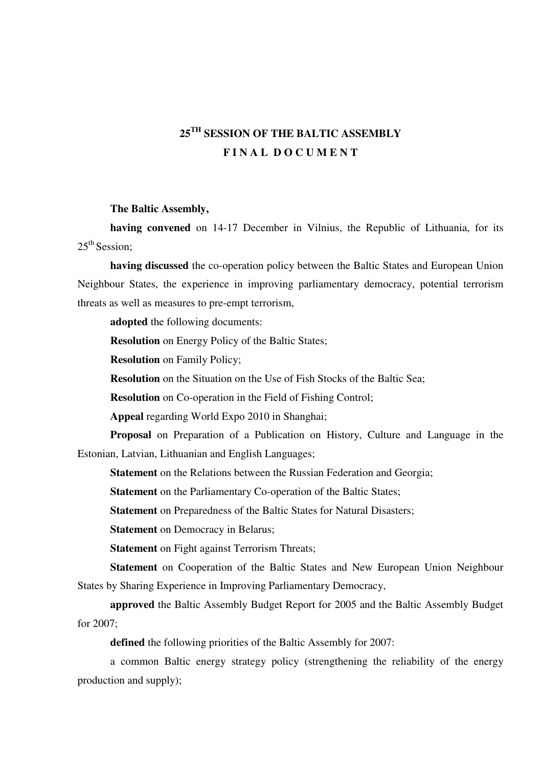# 25TH SESSION OF THE BALTIC ASSEMBLY
## F I N A L D O C U M E N T

**The Baltic Assembly,**

**having convened** on 14-17 December in Vilnius, the Republic of Lithuania, for its 25th Session;

**having discussed** the co-operation policy between the Baltic States and European Union Neighbour States, the experience in improving parliamentary democracy, potential terrorism threats as well as measures to pre-empt terrorism,

**adopted** the following documents:

**Resolution** on Energy Policy of the Baltic States;

**Resolution** on Family Policy;

**Resolution** on the Situation on the Use of Fish Stocks of the Baltic Sea;

**Resolution** on Co-operation in the Field of Fishing Control;

**Appeal** regarding World Expo 2010 in Shanghai;

**Proposal** on Preparation of a Publication on History, Culture and Language in the Estonian, Latvian, Lithuanian and English Languages;

**Statement** on the Relations between the Russian Federation and Georgia;

**Statement** on the Parliamentary Co-operation of the Baltic States;

**Statement** on Preparedness of the Baltic States for Natural Disasters;

**Statement** on Democracy in Belarus;

**Statement** on Fight against Terrorism Threats;

**Statement** on Cooperation of the Baltic States and New European Union Neighbour States by Sharing Experience in Improving Parliamentary Democracy,

**approved** the Baltic Assembly Budget Report for 2005 and the Baltic Assembly Budget for 2007;

**defined** the following priorities of the Baltic Assembly for 2007:

a common Baltic energy strategy policy (strengthening the reliability of the energy production and supply);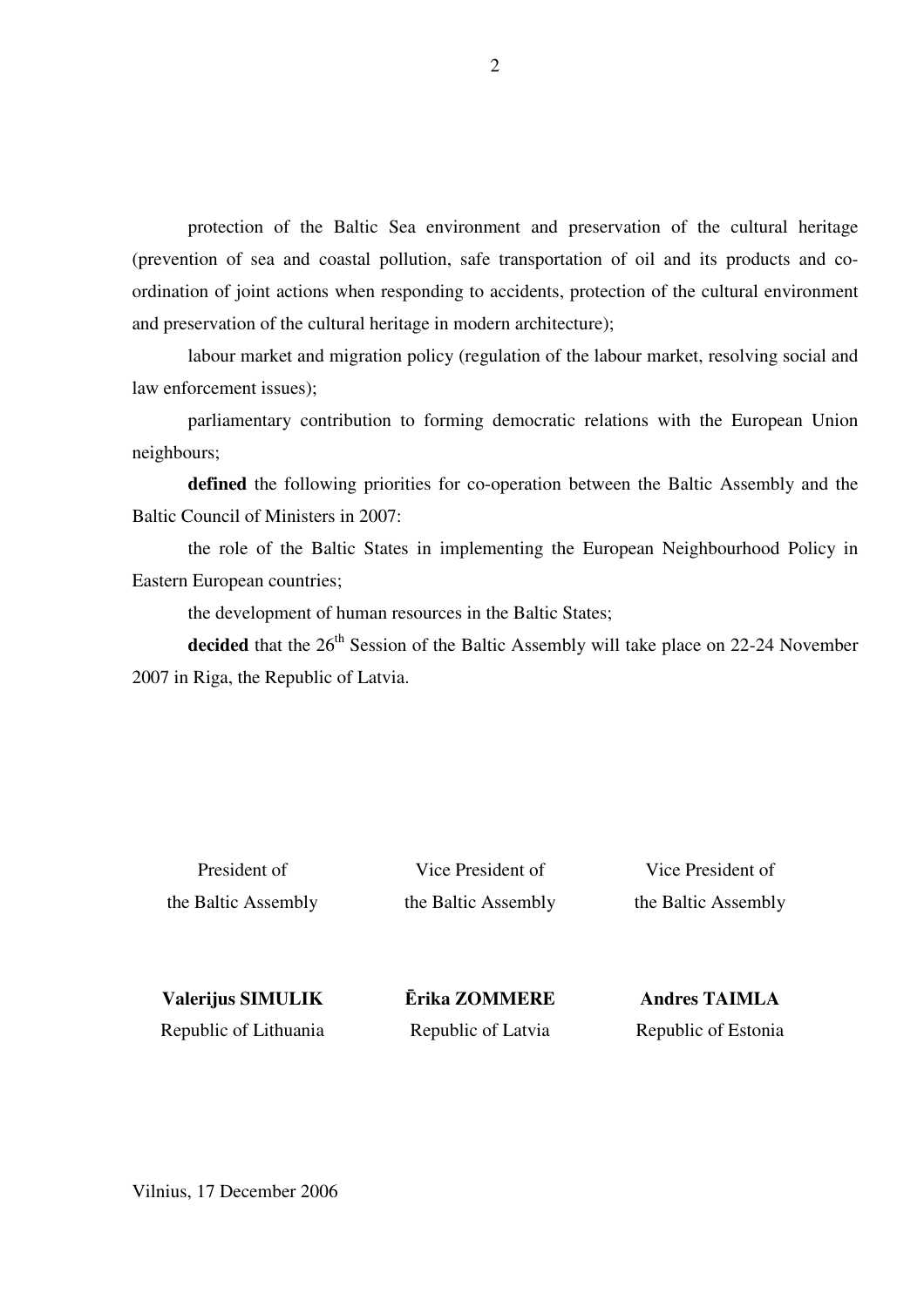protection of the Baltic Sea environment and preservation of the cultural heritage (prevention of sea and coastal pollution, safe transportation of oil and its products and co-ordination of joint actions when responding to accidents, protection of the cultural environment and preservation of the cultural heritage in modern architecture);

labour market and migration policy (regulation of the labour market, resolving social and law enforcement issues);

parliamentary contribution to forming democratic relations with the European Union neighbours;

**defined** the following priorities for co-operation between the Baltic Assembly and the Baltic Council of Ministers in 2007:

the role of the Baltic States in implementing the European Neighbourhood Policy in Eastern European countries;

the development of human resources in the Baltic States;

**decided** that the 26th Session of the Baltic Assembly will take place on 22-24 November 2007 in Riga, the Republic of Latvia.

| | | |
|---|---|---|
| President of the Baltic Assembly | Vice President of the Baltic Assembly | Vice President of the Baltic Assembly |
| **Valerijus SIMULIK** | **Ērika ZOMMERE** | **Andres TAIMLA** |
| Republic of Lithuania | Republic of Latvia | Republic of Estonia |

Vilnius, 17 December 2006